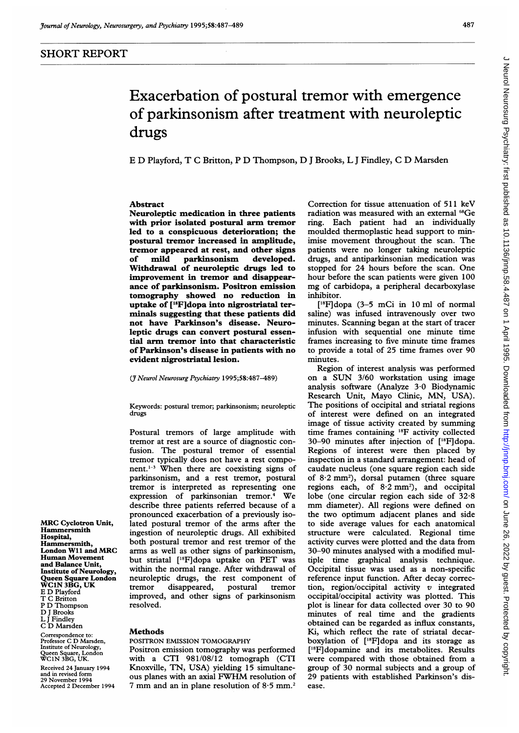SHORT REPORT

# Exacerbation of postural tremor with emergence of parkinsonism after treatment with neuroleptic drugs

E D Playford, T C Britton, P D Thompson, D J Brooks, L J Findley, C D Marsden

MRC Cyclotron Unit, Hammersmith Hospital, Hammersmith, London W11 and MRC Human Movement and Balance Unit, Institute of Neurology, Queen Square London WC1N 3BG, UK
E D Playford
T C Britton
P D Thompson
D J Brooks
L J Findley
C D Marsden

Correspondence to: Professor C D Marsden, Institute of Neurology, Queen Square, London WC1N 3BG, UK.

Received 24 January 1994 and in revised form 29 November 1994
Accepted 2 December 1994

## Abstract

**Neuroleptic medication in three patients with prior isolated postural arm tremor led to a conspicuous deterioration; the postural tremor increased in amplitude, tremor appeared at rest, and other signs of mild parkinsonism developed. Withdrawal of neuroleptic drugs led to improvement in tremor and disappearance of parkinsonism. Positron emission tomography showed no reduction in uptake of [$^{18}$F]dopa into nigrostriatal terminals suggesting that these patients did not have Parkinson's disease. Neuroleptic drugs can convert postural essential arm tremor into that characteristic of Parkinson's disease in patients with no evident nigrostriatal lesion.**

(*J Neurol Neurosurg Psychiatry* 1995;58:487–489)

Keywords: postural tremor; parkinsonism; neuroleptic drugs

Postural tremors of large amplitude with tremor at rest are a source of diagnostic confusion. The postural tremor of essential tremor typically does not have a rest component.[1–3] When there are coexisting signs of parkinsonism, and a rest tremor, postural tremor is interpreted as representing one expression of parkinsonian tremor.[4] We describe three patients referred because of a pronounced exacerbation of a previously isolated postural tremor of the arms after the ingestion of neuroleptic drugs. All exhibited both postural tremor and rest tremor of the arms as well as other signs of parkinsonism, but striatal [$^{18}$F]dopa uptake on PET was within the normal range. After withdrawal of neuroleptic drugs, the rest component of tremor disappeared, postural tremor improved, and other signs of parkinsonism resolved.

## Methods

### POSITRON EMISSION TOMOGRAPHY

Positron emission tomography was performed with a CTI 981/08/12 tomograph (CTI Knoxville, TN, USA) yielding 15 simultaneous planes with an axial FWHM resolution of 7 mm and an in plane resolution of 8·5 mm.[2] Correction for tissue attenuation of 511 keV radiation was measured with an external $^{68}$Ge ring. Each patient had an individually moulded thermoplastic head support to minimise movement throughout the scan. The patients were no longer taking neuroleptic drugs, and antiparkinsonian medication was stopped for 24 hours before the scan. One hour before the scan patients were given 100 mg of carbidopa, a peripheral decarboxylase inhibitor.

[$^{18}$F]dopa (3–5 mCi in 10 ml of normal saline) was infused intravenously over two minutes. Scanning began at the start of tracer infusion with sequential one minute time frames increasing to five minute time frames to provide a total of 25 time frames over 90 minutes.

Region of interest analysis was performed on a SUN 3/60 workstation using image analysis software (Analyze 3·0 Biodynamic Research Unit, Mayo Clinic, MN, USA). The positions of occipital and striatal regions of interest were defined on an integrated image of tissue activity created by summing time frames containing $^{18}$F activity collected 30–90 minutes after injection of [$^{18}$F]dopa. Regions of interest were then placed by inspection in a standard arrangement: head of caudate nucleus (one square region each side of 8·2 mm$^2$), dorsal putamen (three square regions each, of 8·2 mm$^2$), and occipital lobe (one circular region each side of 32·8 mm diameter). All regions were defined on the two optimum adjacent planes and side to side average values for each anatomical structure were calculated. Regional time activity curves were plotted and the data from 30–90 minutes analysed with a modified multiple time graphical analysis technique. Occipital tissue was used as a non-specific reference input function. After decay correction, region/occipital activity *v* integrated occipital/occipital activity was plotted. This plot is linear for data collected over 30 to 90 minutes of real time and the gradients obtained can be regarded as influx constants, Ki, which reflect the rate of striatal decarboxylation of [$^{18}$F]dopa and its storage as [$^{18}$F]dopamine and its metabolites. Results were compared with those obtained from a group of 30 normal subjects and a group of 29 patients with established Parkinson's disease.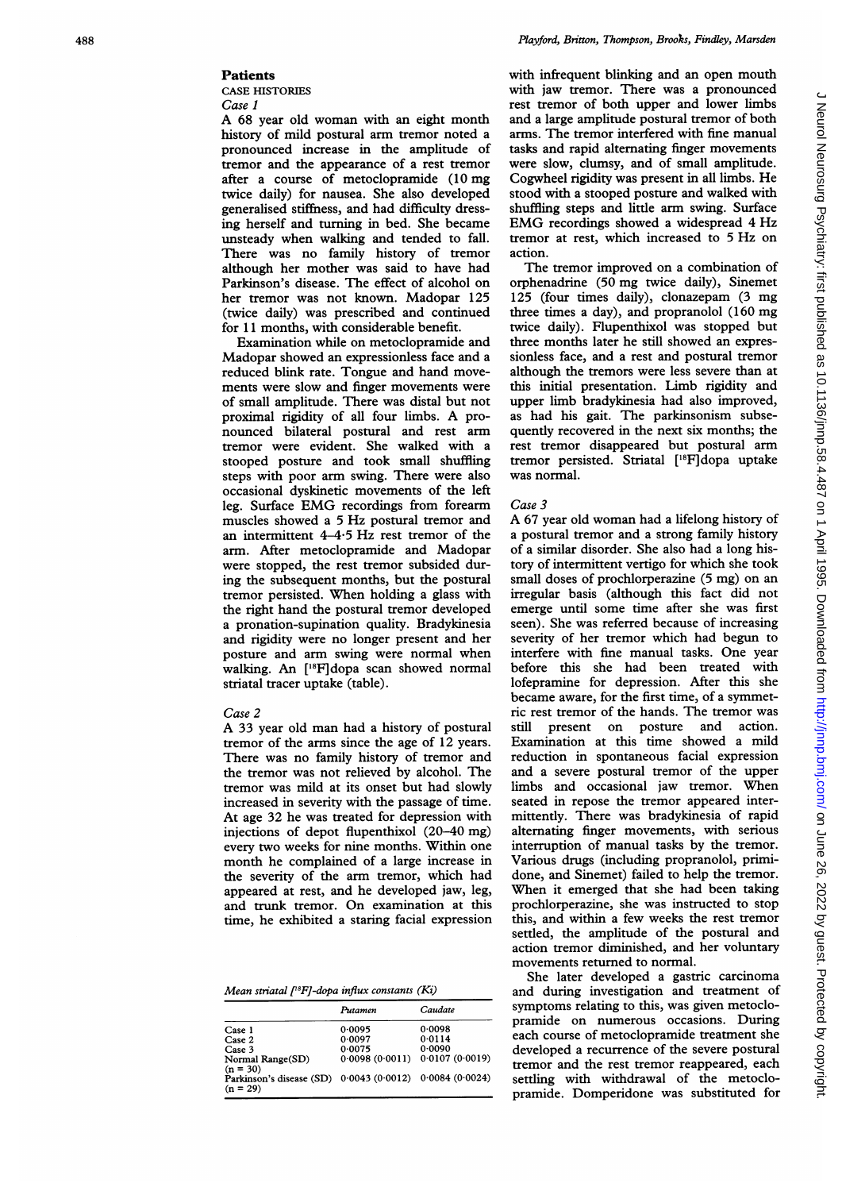## Patients

### CASE HISTORIES

*Case 1*

A 68 year old woman with an eight month history of mild postural arm tremor noted a pronounced increase in the amplitude of tremor and the appearance of a rest tremor after a course of metoclopramide (10 mg twice daily) for nausea. She also developed generalised stiffness, and had difficulty dressing herself and turning in bed. She became unsteady when walking and tended to fall. There was no family history of tremor although her mother was said to have had Parkinson's disease. The effect of alcohol on her tremor was not known. Madopar 125 (twice daily) was prescribed and continued for 11 months, with considerable benefit.

Examination while on metoclopramide and Madopar showed an expressionless face and a reduced blink rate. Tongue and hand movements were slow and finger movements were of small amplitude. There was distal but not proximal rigidity of all four limbs. A pronounced bilateral postural and rest arm tremor were evident. She walked with a stooped posture and took small shuffling steps with poor arm swing. There were also occasional dyskinetic movements of the left leg. Surface EMG recordings from forearm muscles showed a 5 Hz postural tremor and an intermittent 4–4·5 Hz rest tremor of the arm. After metoclopramide and Madopar were stopped, the rest tremor subsided during the subsequent months, but the postural tremor persisted. When holding a glass with the right hand the postural tremor developed a pronation-supination quality. Bradykinesia and rigidity were no longer present and her posture and arm swing were normal when walking. An [$^{18}$F]dopa scan showed normal striatal tracer uptake (table).

*Case 2*

A 33 year old man had a history of postural tremor of the arms since the age of 12 years. There was no family history of tremor and the tremor was not relieved by alcohol. The tremor was mild at its onset but had slowly increased in severity with the passage of time. At age 32 he was treated for depression with injections of depot flupenthixol (20–40 mg) every two weeks for nine months. Within one month he complained of a large increase in the severity of the arm tremor, which had appeared at rest, and he developed jaw, leg, and trunk tremor. On examination at this time, he exhibited a staring facial expression with infrequent blinking and an open mouth with jaw tremor. There was a pronounced rest tremor of both upper and lower limbs and a large amplitude postural tremor of both arms. The tremor interfered with fine manual tasks and rapid alternating finger movements were slow, clumsy, and of small amplitude. Cogwheel rigidity was present in all limbs. He stood with a stooped posture and walked with shuffling steps and little arm swing. Surface EMG recordings showed a widespread 4 Hz tremor at rest, which increased to 5 Hz on action.

The tremor improved on a combination of orphenadrine (50 mg twice daily), Sinemet 125 (four times daily), clonazepam (3 mg three times a day), and propranolol (160 mg twice daily). Flupenthixol was stopped but three months later he still showed an expressionless face, and a rest and postural tremor although the tremors were less severe than at this initial presentation. Limb rigidity and upper limb bradykinesia had also improved, as had his gait. The parkinsonism subsequently recovered in the next six months; the rest tremor disappeared but postural arm tremor persisted. Striatal [$^{18}$F]dopa uptake was normal.

*Mean striatal [$^{18}$F]-dopa influx constants (Ki)*

| | Putamen | Caudate |
|---|---|---|
| Case 1 | 0·0095 | 0·0098 |
| Case 2 | 0·0097 | 0·0114 |
| Case 3 | 0·0075 | 0·0090 |
| Normal Range(SD) (n = 30) | 0·0098 (0·0011) | 0·0107 (0·0019) |
| Parkinson's disease (SD) (n = 29) | 0·0043 (0·0012) | 0·0084 (0·0024) |

*Case 3*

A 67 year old woman had a lifelong history of a postural tremor and a strong family history of a similar disorder. She also had a long history of intermittent vertigo for which she took small doses of prochlorperazine (5 mg) on an irregular basis (although this fact did not emerge until some time after she was first seen). She was referred because of increasing severity of her tremor which had begun to interfere with fine manual tasks. One year before this she had been treated with lofepramine for depression. After this she became aware, for the first time, of a symmetric rest tremor of the hands. The tremor was still present on posture and action. Examination at this time showed a mild reduction in spontaneous facial expression and a severe postural tremor of the upper limbs and occasional jaw tremor. When seated in repose the tremor appeared intermittently. There was bradykinesia of rapid alternating finger movements, with serious interruption of manual tasks by the tremor. Various drugs (including propranolol, primidone, and Sinemet) failed to help the tremor. When it emerged that she had been taking prochlorperazine, she was instructed to stop this, and within a few weeks the rest tremor settled, the amplitude of the postural and action tremor diminished, and her voluntary movements returned to normal.

She later developed a gastric carcinoma and during investigation and treatment of symptoms relating to this, was given metoclopramide on numerous occasions. During each course of metoclopramide treatment she developed a recurrence of the severe postural tremor and the rest tremor reappeared, each settling with withdrawal of the metoclopramide. Domperidone was substituted for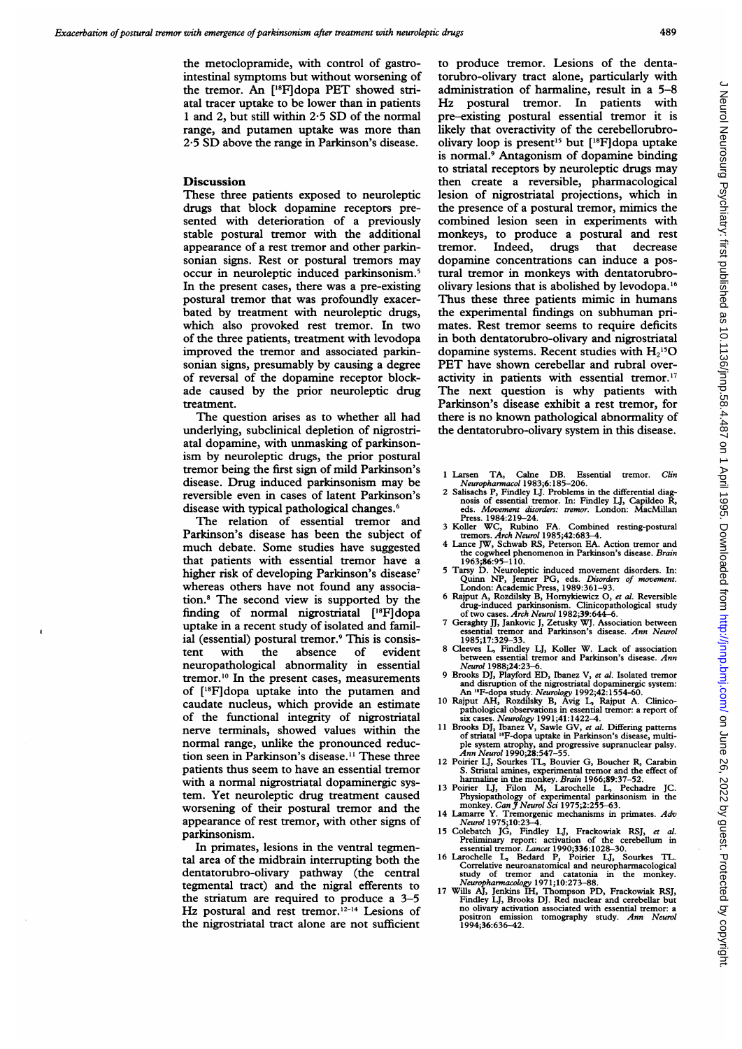the metoclopramide, with control of gastrointestinal symptoms but without worsening of the tremor. An [$^{18}$F]dopa PET showed striatal tracer uptake to be lower than in patients 1 and 2, but still within 2·5 SD of the normal range, and putamen uptake was more than 2·5 SD above the range in Parkinson's disease.

## Discussion

These three patients exposed to neuroleptic drugs that block dopamine receptors presented with deterioration of a previously stable postural tremor with the additional appearance of a rest tremor and other parkinsonian signs. Rest or postural tremors may occur in neuroleptic induced parkinsonism.[5] In the present cases, there was a pre-existing postural tremor that was profoundly exacerbated by treatment with neuroleptic drugs, which also provoked rest tremor. In two of the three patients, treatment with levodopa improved the tremor and associated parkinsonian signs, presumably by causing a degree of reversal of the dopamine receptor blockade caused by the prior neuroleptic drug treatment.

The question arises as to whether all had underlying, subclinical depletion of nigrostriatal dopamine, with unmasking of parkinsonism by neuroleptic drugs, the prior postural tremor being the first sign of mild Parkinson's disease. Drug induced parkinsonism may be reversible even in cases of latent Parkinson's disease with typical pathological changes.[6]

The relation of essential tremor and Parkinson's disease has been the subject of much debate. Some studies have suggested that patients with essential tremor have a higher risk of developing Parkinson's disease[7] whereas others have not found any association.[8] The second view is supported by the finding of normal nigrostriatal [$^{18}$F]dopa uptake in a recent study of isolated and familial (essential) postural tremor.[9] This is consistent with the absence of evident neuropathological abnormality in essential tremor.[10] In the present cases, measurements of [$^{18}$F]dopa uptake into the putamen and caudate nucleus, which provide an estimate of the functional integrity of nigrostriatal nerve terminals, showed values within the normal range, unlike the pronounced reduction seen in Parkinson's disease.[11] These three patients thus seem to have an essential tremor with a normal nigrostriatal dopaminergic system. Yet neuroleptic drug treatment caused worsening of their postural tremor and the appearance of rest tremor, with other signs of parkinsonism.

In primates, lesions in the ventral tegmental area of the midbrain interrupting both the dentatorubro-olivary pathway (the central tegmental tract) and the nigral efferents to the striatum are required to produce a 3–5 Hz postural and rest tremor.[12-14] Lesions of the nigrostriatal tract alone are not sufficient to produce tremor. Lesions of the dentatorubro-olivary tract alone, particularly with administration of harmaline, result in a 5–8 Hz postural tremor. In patients with pre-existing postural essential tremor it is likely that overactivity of the cerebellorubro-olivary loop is present[15] but [$^{18}$F]dopa uptake is normal.[9] Antagonism of dopamine binding to striatal receptors by neuroleptic drugs may then create a reversible, pharmacological lesion of nigrostriatal projections, which in the presence of a postural tremor, mimics the combined lesion seen in experiments with monkeys, to produce a postural and rest tremor. Indeed, drugs that decrease dopamine concentrations can induce a postural tremor in monkeys with dentatorubro-olivary lesions that is abolished by levodopa.[16] Thus these three patients mimic in humans the experimental findings on subhuman primates. Rest tremor seems to require deficits in both dentatorubro-olivary and nigrostriatal dopamine systems. Recent studies with $H_2{}^{15}O$ PET have shown cerebellar and rubral overactivity in patients with essential tremor.[17] The next question is why patients with Parkinson's disease exhibit a rest tremor, for there is no known pathological abnormality of the dentatorubro-olivary system in this disease.

1. Larsen TA, Calne DB. Essential tremor. *Clin Neuropharmacol* 1983;**6**:185–206.
2. Salisachs P, Findley LJ. Problems in the differential diagnosis of essential tremor. In: Findley LJ, Capildeo R, eds. *Movement disorders: tremor*. London: MacMillan Press. 1984:219–24.
3. Koller WC, Rubino FA. Combined resting-postural tremors. *Arch Neurol* 1985;**42**:683–4.
4. Lance JW, Schwab RS, Peterson EA. Action tremor and the cogwheel phenomenon in Parkinson's disease. *Brain* 1963;**86**:95–110.
5. Tarsy D. Neuroleptic induced movement disorders. In: Quinn NP, Jenner PG, eds. *Disorders of movement*. London: Academic Press, 1989:361–93.
6. Rajput A, Rozdilsky B, Hornykiewicz O, *et al*. Reversible drug-induced parkinsonism. Clinicopathological study of two cases. *Arch Neurol* 1982;**39**:644–6.
7. Geraghty JJ, Jankovic J, Zetusky WJ. Association between essential tremor and Parkinson's disease. *Ann Neurol* 1985;**17**:329–33.
8. Cleeves L, Findley LJ, Koller W. Lack of association between essential tremor and Parkinson's disease. *Ann Neurol* 1988;**24**:23–6.
9. Brooks DJ, Playford ED, Ibanez V, *et al*. Isolated tremor and disruption of the nigrostriatal dopaminergic system: An $^{18}$F-dopa study. *Neurology* 1992;**42**:1554–60.
10. Rajput AH, Rozdilsky B, Avig L, Rajput A. Clinicopathological observations in essential tremor: a report of six cases. *Neurology* 1991;**41**:1422–4.
11. Brooks DJ, Ibanez V, Sawle GV, *et al*. Differing patterns of striatal $^{18}$F-dopa uptake in Parkinson's disease, multiple system atrophy, and progressive supranuclear palsy. *Ann Neurol* 1990;**28**:547–55.
12. Poirier LJ, Sourkes TL, Bouvier G, Boucher R, Carabin S. Striatal amines, experimental tremor and the effect of harmaline in the monkey. *Brain* 1966;**89**:37–52.
13. Poirier LJ, Filon M, Larochelle L, Pechadre JC. Physiopathology of experimental parkinsonism in the monkey. *Can J Neurol Sci* 1975;**2**:255–63.
14. Lamarre Y. Tremorgenic mechanisms in primates. *Adv Neurol* 1975;**10**:23–4.
15. Colebatch JG, Findley LJ, Frackowiak RSJ, *et al*. Preliminary report: activation of the cerebellum in essential tremor. *Lancet* 1990;**336**:1028–30.
16. Larochelle L, Bedard P, Poirier LJ, Sourkes TL. Correlative neuroanatomical and neuropharmacological study of tremor and catatonia in the monkey. *Neuropharmacology* 1971;**10**:273–88.
17. Wills AJ, Jenkins IH, Thompson PD, Frackowiak RSJ, Findley LJ, Brooks DJ. Red nuclear and cerebellar but no olivary activation associated with essential tremor: a positron emission tomography study. *Ann Neurol* 1994;**36**:636–42.